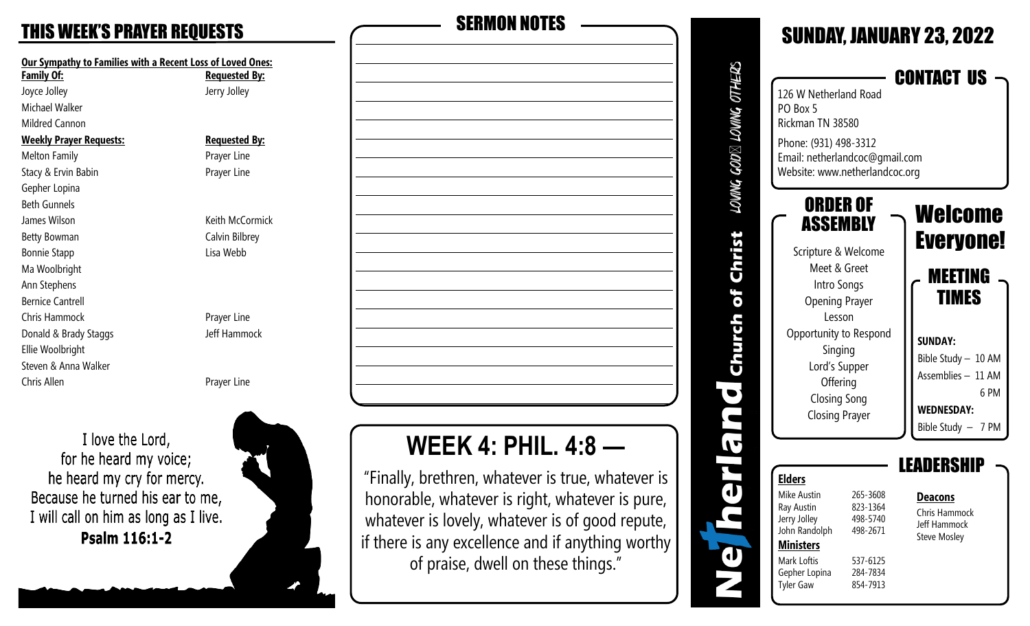## THIS WEEK'S PRAYER REQUESTS

**Our Sympathy to Families with a Recent Loss of Loved Ones:**

| Family Of: | Requested By: |
|---|---|
| Joyce Jolley | Jerry Jolley |
| Michael Walker | |
| Mildred Cannon | |

| Weekly Prayer Requests: | Requested By: |
|---|---|
| Melton Family | Prayer Line |
| Stacy & Ervin Babin | Prayer Line |
| Gepher Lopina | |
| Beth Gunnels | |
| James Wilson | Keith McCormick |
| Betty Bowman | Calvin Bilbrey |
| Bonnie Stapp | Lisa Webb |
| Ma Woolbright | |
| Ann Stephens | |
| Bernice Cantrell | |
| Chris Hammock | Prayer Line |
| Donald & Brady Staggs | Jeff Hammock |
| Ellie Woolbright | |
| Steven & Anna Walker | |
| Chris Allen | Prayer Line |

I love the Lord,
for he heard my voice;
he heard my cry for mercy.
Because he turned his ear to me,
I will call on him as long as I live.
**Psalm 116:1-2**

## SERMON NOTES

## WEEK 4: PHIL. 4:8 —

"Finally, brethren, whatever is true, whatever is honorable, whatever is right, whatever is pure, whatever is lovely, whatever is of good repute, if there is any excellence and if anything worthy of praise, dwell on these things."

**Netherland Church of Christ** — *LOVING GOD, LOVING OTHERS*

## SUNDAY, JANUARY 23, 2022

### CONTACT US

126 W Netherland Road
PO Box 5
Rickman TN 38580

Phone: (931) 498-3312
Email: netherlandcoc@gmail.com
Website: www.netherlandcoc.org

### ORDER OF ASSEMBLY

Scripture & Welcome
Meet & Greet
Intro Songs
Opening Prayer
Lesson
Opportunity to Respond
Singing
Lord's Supper
Offering
Closing Song
Closing Prayer

### Welcome Everyone!

### MEETING TIMES

**SUNDAY:**
Bible Study – 10 AM
Assemblies – 11 AM
6 PM

**WEDNESDAY:**
Bible Study – 7 PM

### LEADERSHIP

**Elders**

| Name | Phone |
|---|---|
| Mike Austin | 265-3608 |
| Ray Austin | 823-1364 |
| Jerry Jolley | 498-5740 |
| John Randolph | 498-2671 |

**Ministers**

| Name | Phone |
|---|---|
| Mark Loftis | 537-6125 |
| Gepher Lopina | 284-7834 |
| Tyler Gaw | 854-7913 |

**Deacons**

Chris Hammock
Jeff Hammock
Steve Mosley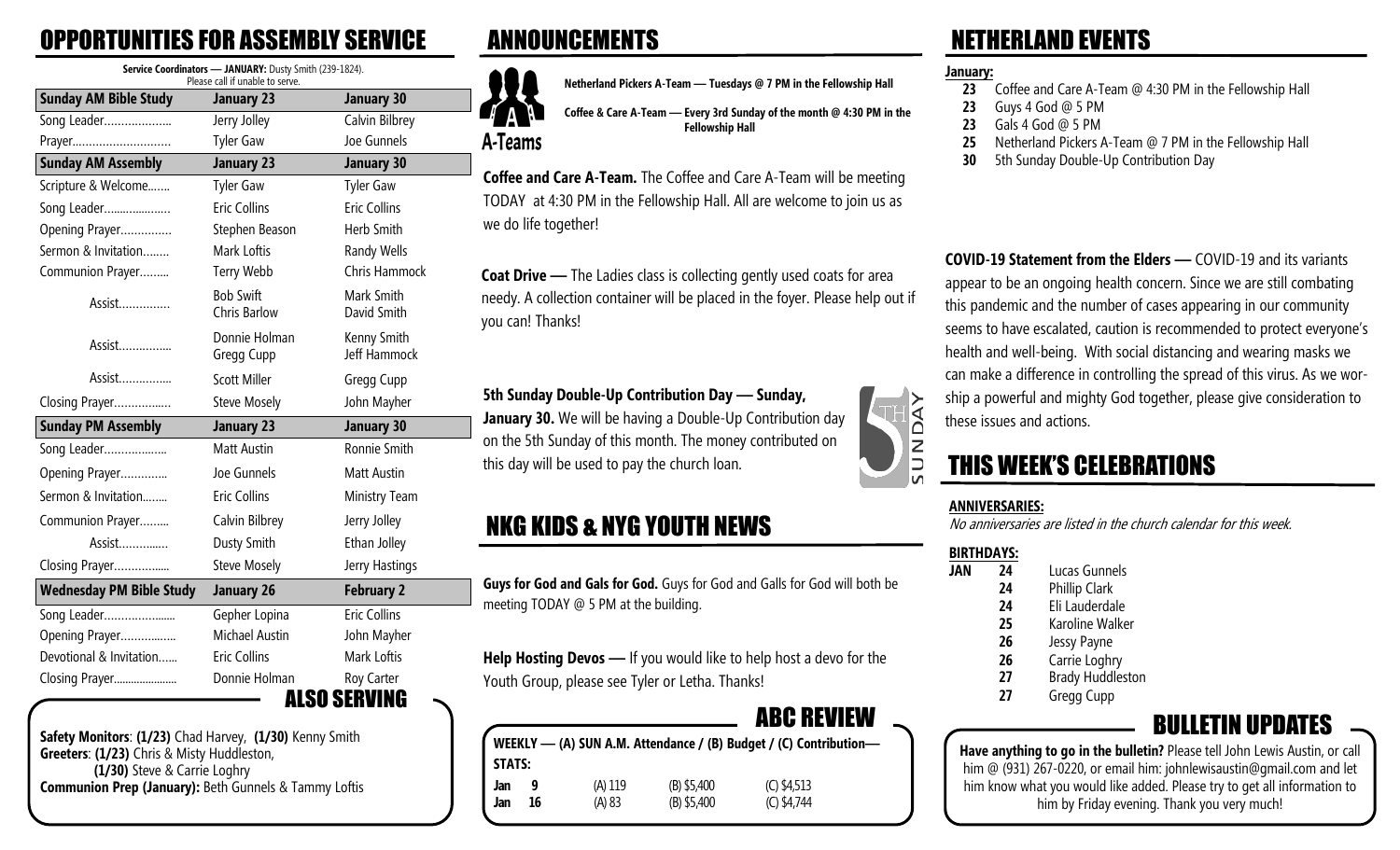# OPPORTUNITIES FOR ASSEMBLY SERVICE

**Service Coordinators — JANUARY:** Dusty Smith (239-1824).
Please call if unable to serve.

| Sunday AM Bible Study | January 23 | January 30 |
|---|---|---|
| Song Leader.................... | Jerry Jolley | Calvin Bilbrey |
| Prayer............................. | Tyler Gaw | Joe Gunnels |
| **Sunday AM Assembly** | **January 23** | **January 30** |
| Scripture & Welcome....... | Tyler Gaw | Tyler Gaw |
| Song Leader..................... | Eric Collins | Eric Collins |
| Opening Prayer............... | Stephen Beason | Herb Smith |
| Sermon & Invitation........ | Mark Loftis | Randy Wells |
| Communion Prayer......... | Terry Webb | Chris Hammock |
| Assist............... | Bob Swift<br>Chris Barlow | Mark Smith<br>David Smith |
| Assist................ | Donnie Holman<br>Gregg Cupp | Kenny Smith<br>Jeff Hammock |
| Assist................ | Scott Miller | Gregg Cupp |
| Closing Prayer................. | Steve Mosely | John Mayher |
| **Sunday PM Assembly** | **January 23** | **January 30** |
| Song Leader.................. | Matt Austin | Ronnie Smith |
| Opening Prayer.............. | Joe Gunnels | Matt Austin |
| Sermon & Invitation........ | Eric Collins | Ministry Team |
| Communion Prayer......... | Calvin Bilbrey | Jerry Jolley |
| Assist.............. | Dusty Smith | Ethan Jolley |
| Closing Prayer................ | Steve Mosely | Jerry Hastings |
| **Wednesday PM Bible Study** | **January 26** | **February 2** |
| Song Leader..................... | Gepher Lopina | Eric Collins |
| Opening Prayer................. | Michael Austin | John Mayher |
| Devotional & Invitation...... | Eric Collins | Mark Loftis |
| Closing Prayer.................... | Donnie Holman | Roy Carter |

## ALSO SERVING

**Safety Monitors**: **(1/23)** Chad Harvey, **(1/30)** Kenny Smith
**Greeters**: **(1/23)** Chris & Misty Huddleston,
**(1/30)** Steve & Carrie Loghry
**Communion Prep (January):** Beth Gunnels & Tammy Loftis

# ANNOUNCEMENTS

A-Teams

**Netherland Pickers A-Team — Tuesdays @ 7 PM in the Fellowship Hall**

**Coffee & Care A-Team — Every 3rd Sunday of the month @ 4:30 PM in the Fellowship Hall**

**Coffee and Care A-Team.** The Coffee and Care A-Team will be meeting TODAY at 4:30 PM in the Fellowship Hall. All are welcome to join us as we do life together!

**Coat Drive —** The Ladies class is collecting gently used coats for area needy. A collection container will be placed in the foyer. Please help out if you can! Thanks!

**5th Sunday Double-Up Contribution Day — Sunday, January 30.** We will be having a Double-Up Contribution day on the 5th Sunday of this month. The money contributed on this day will be used to pay the church loan.

# NKG KIDS & NYG YOUTH NEWS

**Guys for God and Gals for God.** Guys for God and Galls for God will both be meeting TODAY @ 5 PM at the building.

**Help Hosting Devos —** If you would like to help host a devo for the Youth Group, please see Tyler or Letha. Thanks!

## ABC REVIEW

**WEEKLY — (A) SUN A.M. Attendance / (B) Budget / (C) Contribution—**

| STATS: | | | | |
|---|---|---|---|---|
| **Jan** | **9** | (A) 119 | (B) $5,400 | (C) $4,513 |
| **Jan** | **16** | (A) 83 | (B) $5,400 | (C) $4,744 |

# NETHERLAND EVENTS

**January:**

- **23** Coffee and Care A-Team @ 4:30 PM in the Fellowship Hall
- **23** Guys 4 God @ 5 PM
- **23** Gals 4 God @ 5 PM
- **25** Netherland Pickers A-Team @ 7 PM in the Fellowship Hall
- **30** 5th Sunday Double-Up Contribution Day

**COVID-19 Statement from the Elders —** COVID-19 and its variants appear to be an ongoing health concern. Since we are still combating this pandemic and the number of cases appearing in our community seems to have escalated, caution is recommended to protect everyone's health and well-being. With social distancing and wearing masks we can make a difference in controlling the spread of this virus. As we worship a powerful and mighty God together, please give consideration to these issues and actions.

# THIS WEEK'S CELEBRATIONS

**ANNIVERSARIES:**
*No anniversaries are listed in the church calendar for this week.*

**BIRTHDAYS:**

| | | |
|---|---|---|
| **JAN** | **24** | Lucas Gunnels |
| | **24** | Phillip Clark |
| | **24** | Eli Lauderdale |
| | **25** | Karoline Walker |
| | **26** | Jessy Payne |
| | **26** | Carrie Loghry |
| | **27** | Brady Huddleston |
| | **27** | Gregg Cupp |

## BULLETIN UPDATES

**Have anything to go in the bulletin?** Please tell John Lewis Austin, or call him @ (931) 267-0220, or email him: johnlewisaustin@gmail.com and let him know what you would like added. Please try to get all information to him by Friday evening. Thank you very much!